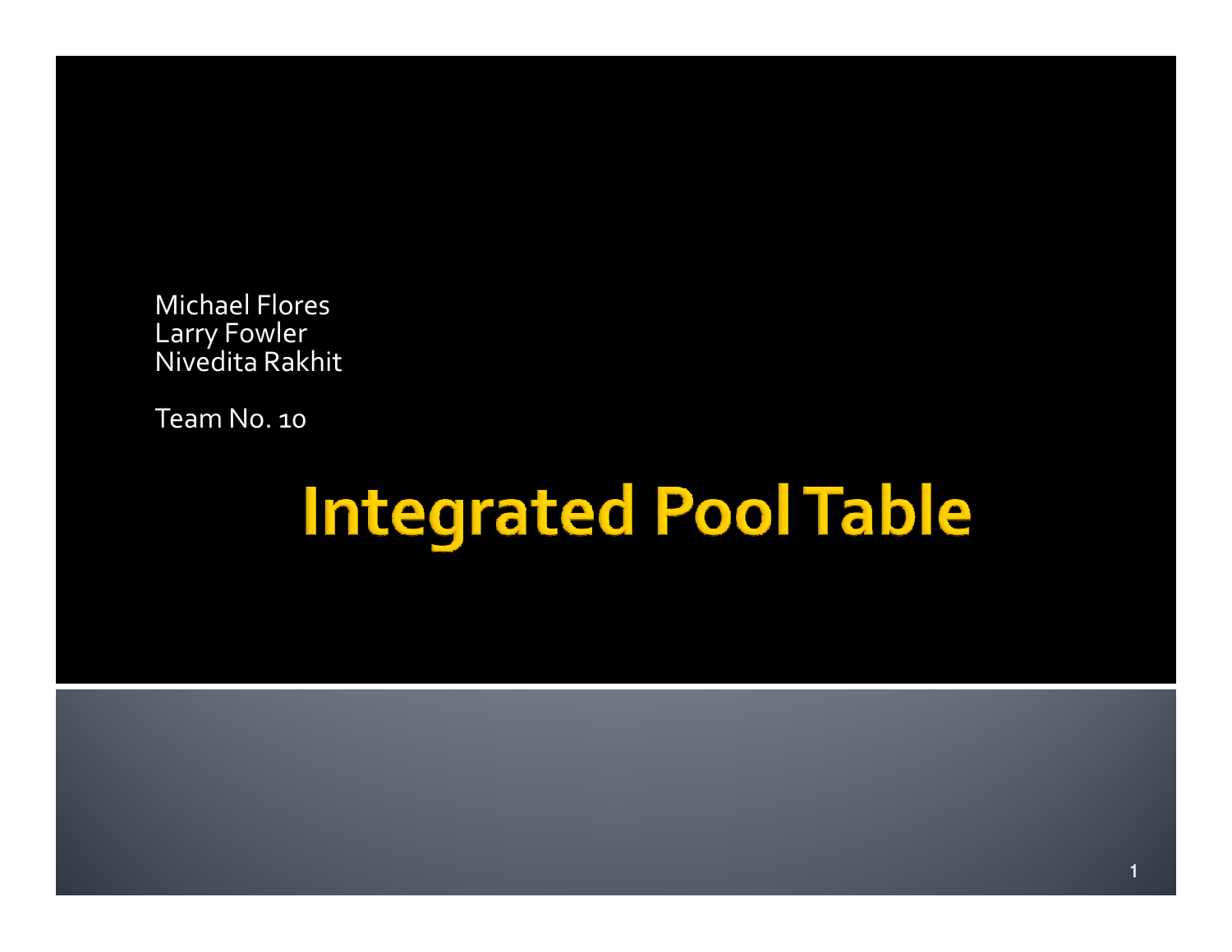Michael Flores
Larry Fowler
Nivedita Rakhit

Team No. 10

# Integrated Pool Table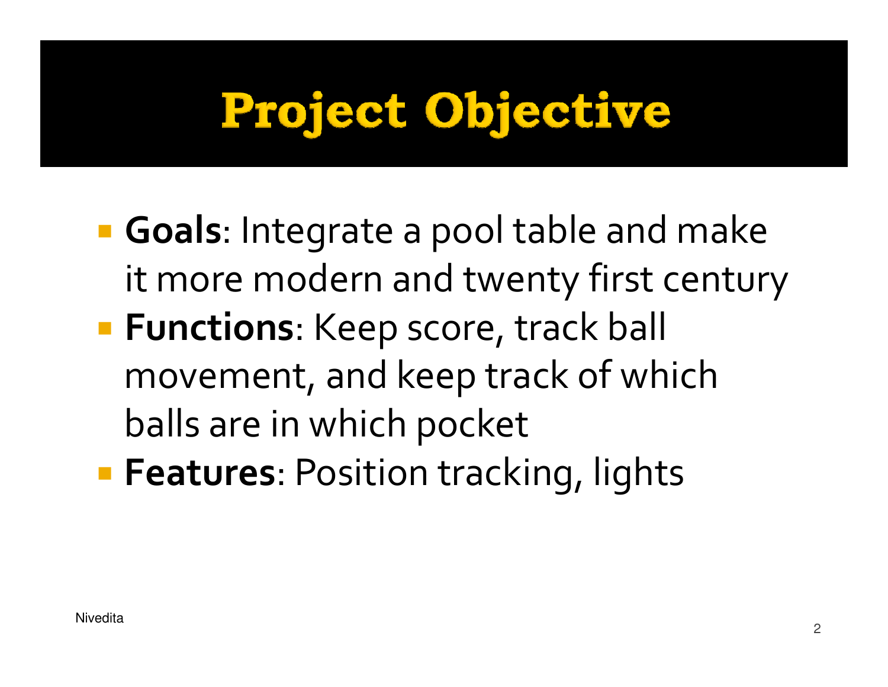# Project Objective

- **Goals**: Integrate a pool table and make it more modern and twenty first century
- **Functions**: Keep score, track ball movement, and keep track of which balls are in which pocket
- **Features**: Position tracking, lights

Nivedita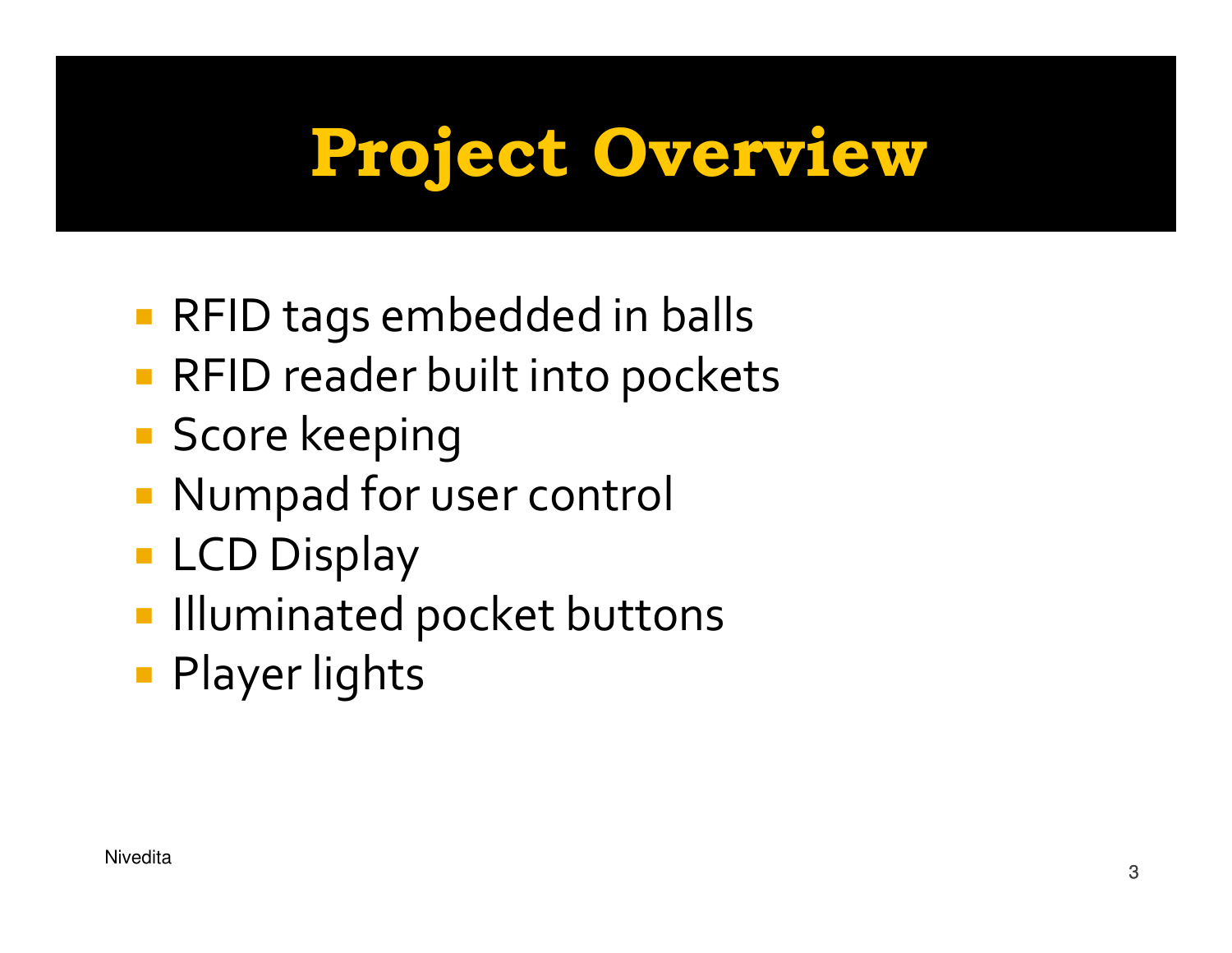# Project Overview

- RFID tags embedded in balls
- RFID reader built into pockets
- Score keeping
- Numpad for user control
- LCD Display
- Illuminated pocket buttons
- Player lights

Nivedita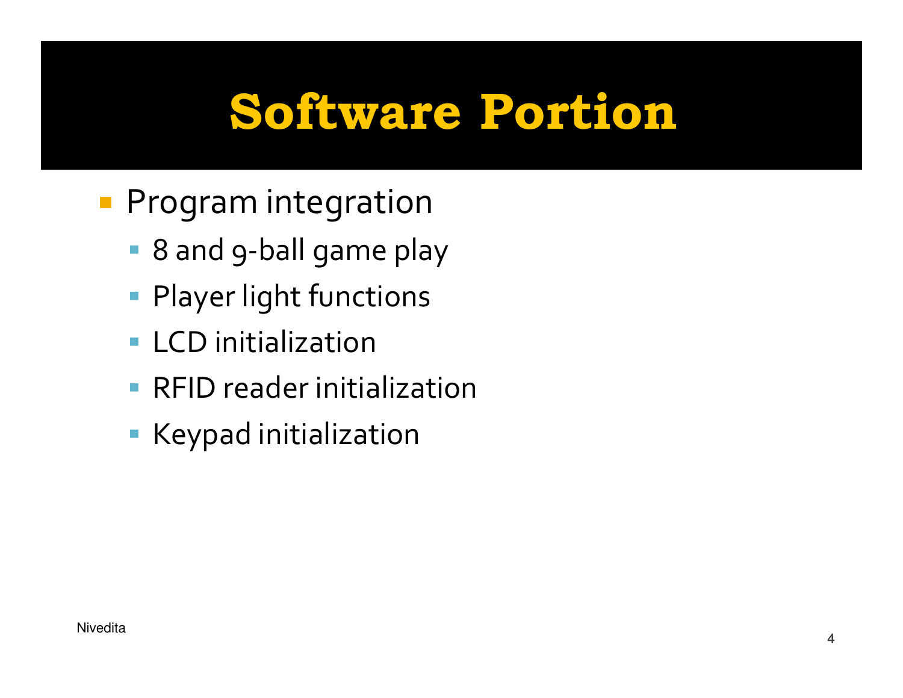# Software Portion

- Program integration
  - 8 and 9-ball game play
  - Player light functions
  - LCD initialization
  - RFID reader initialization
  - Keypad initialization

Nivedita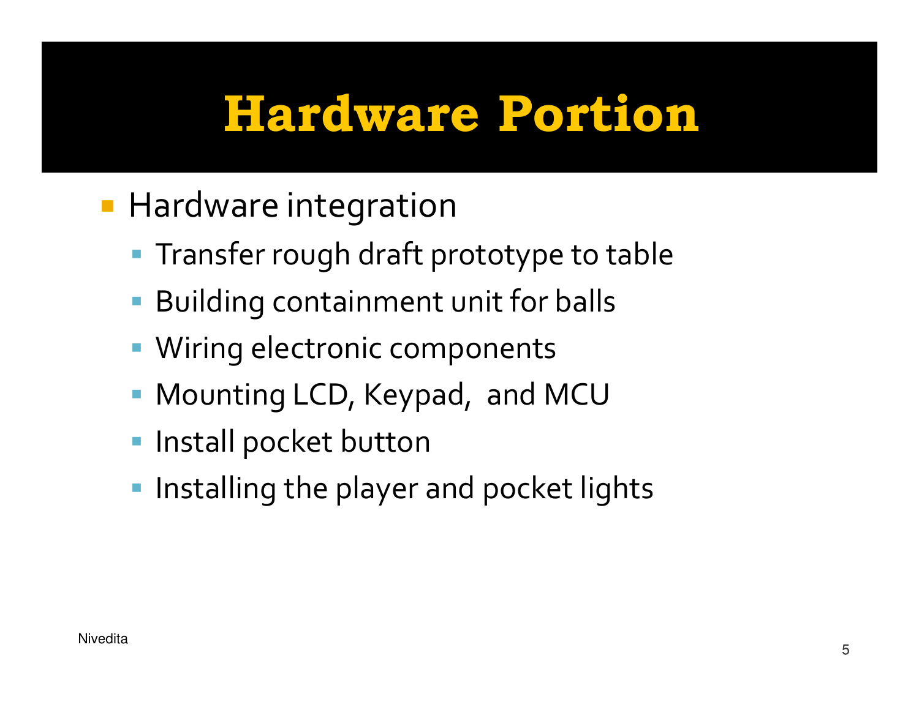# Hardware Portion

- Hardware integration
  - Transfer rough draft prototype to table
  - Building containment unit for balls
  - Wiring electronic components
  - Mounting LCD, Keypad, and MCU
  - Install pocket button
  - Installing the player and pocket lights

Nivedita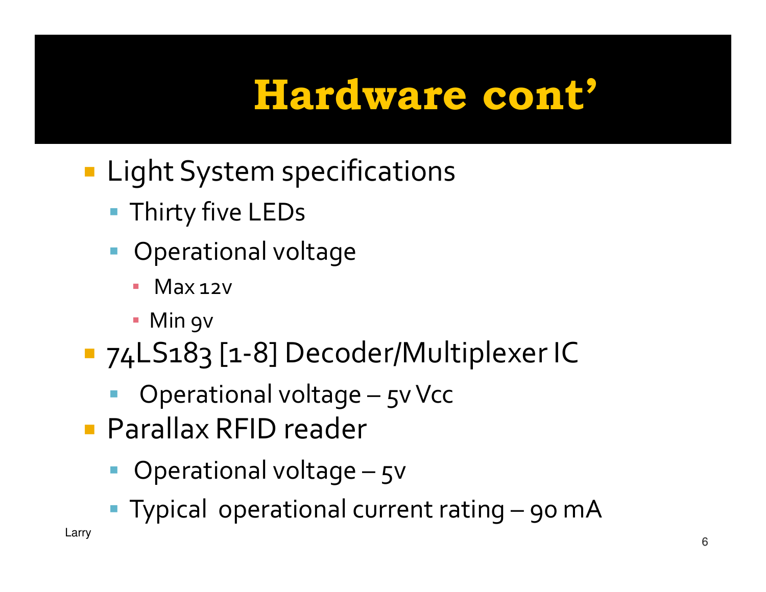# Hardware cont’

- Light System specifications
  - Thirty five LEDs
  - Operational voltage
    - Max 12v
    - Min 9v
- 74LS183 [1-8] Decoder/Multiplexer IC
  - Operational voltage – 5v Vcc
- Parallax RFID reader
  - Operational voltage – 5v
  - Typical operational current rating – 90 mA

Larry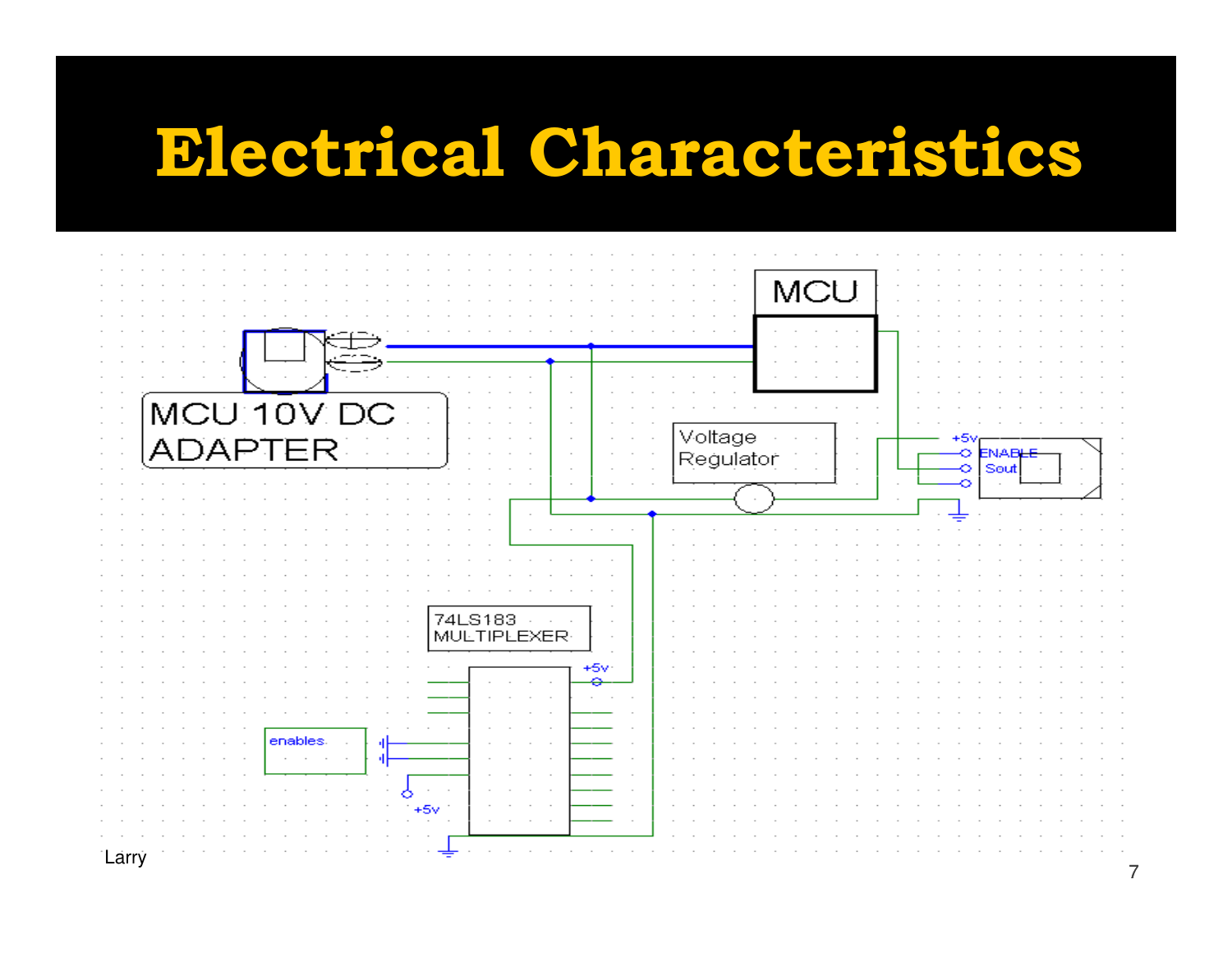# Electrical Characteristics

MCU

MCU 10V DC ADAPTER

Voltage Regulator

+5v

ENABLE

Sout

74LS183 MULTIPLEXER

+5v

enables

+5v

Larry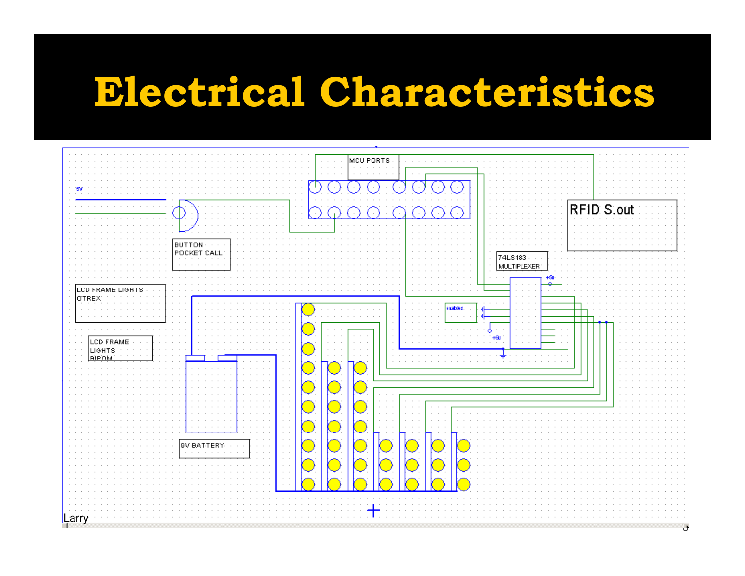# Electrical Characteristics

5V

MCU PORTS

RFID S.out

BUTTON POCKET CALL

74LS183 MULTIPLEXER

+5u

enables

+5u

LCD FRAME LIGHTS OTREX

LCD FRAME LIGHTS BIPOM

9V BATTERY

+

Larry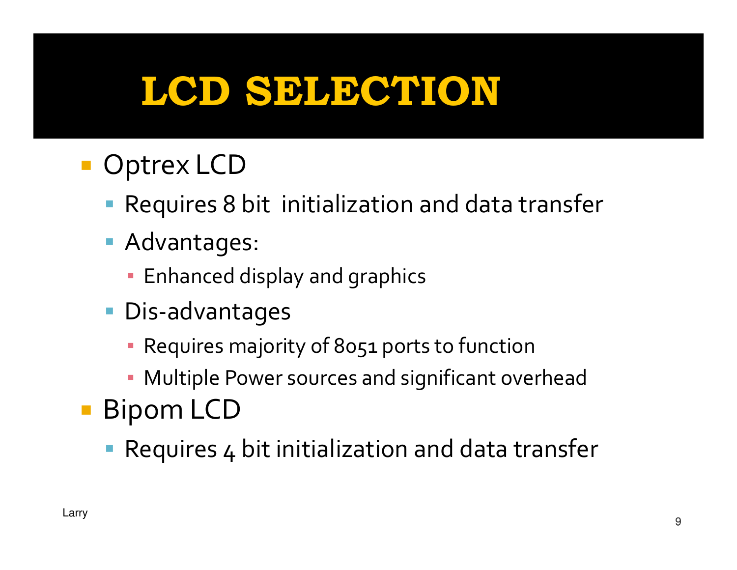# LCD SELECTION

- Optrex LCD
  - Requires 8 bit  initialization and data transfer
  - Advantages:
    - Enhanced display and graphics
  - Dis-advantages
    - Requires majority of 8051 ports to function
    - Multiple Power sources and significant overhead
- Bipom LCD
  - Requires 4 bit initialization and data transfer

Larry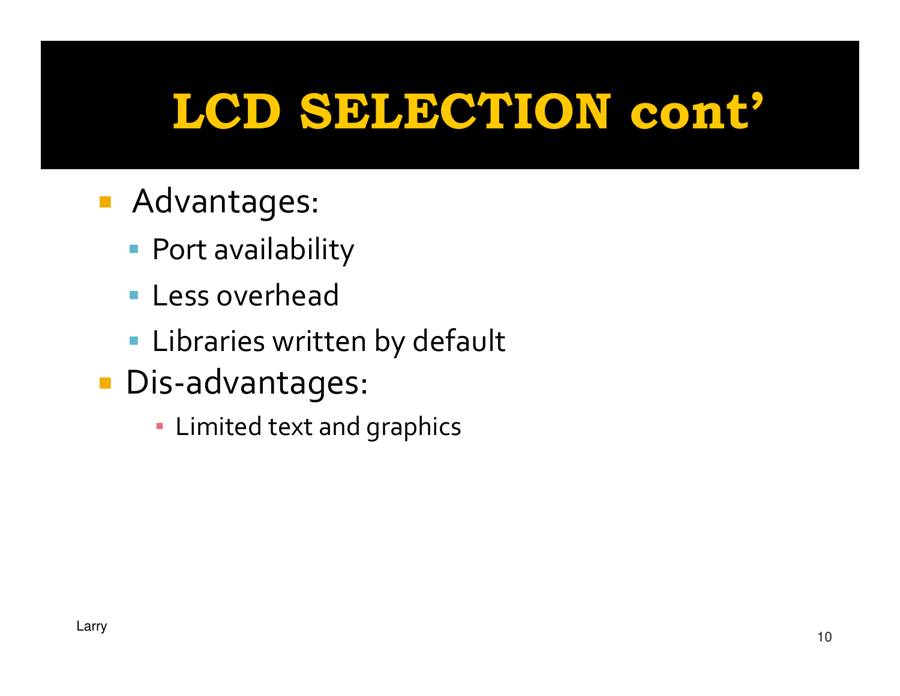# LCD SELECTION cont'

- Advantages:
  - Port availability
  - Less overhead
  - Libraries written by default
- Dis-advantages:
  - Limited text and graphics

Larry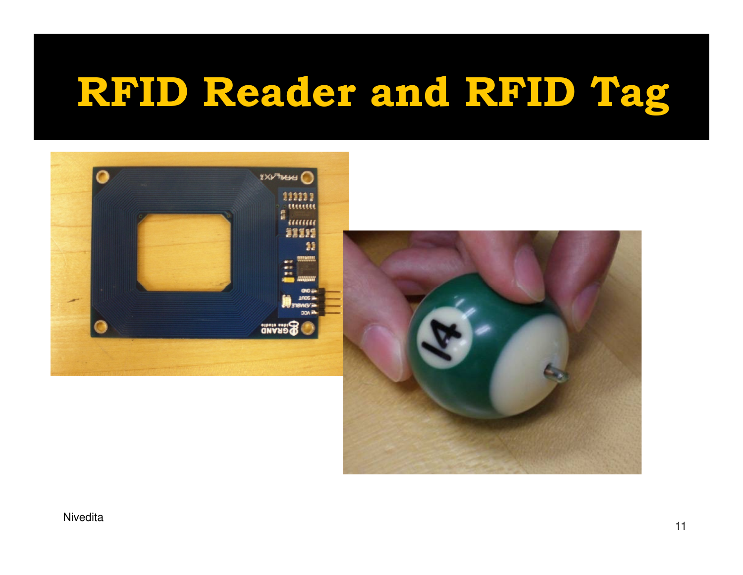# RFID Reader and RFID Tag

Nivedita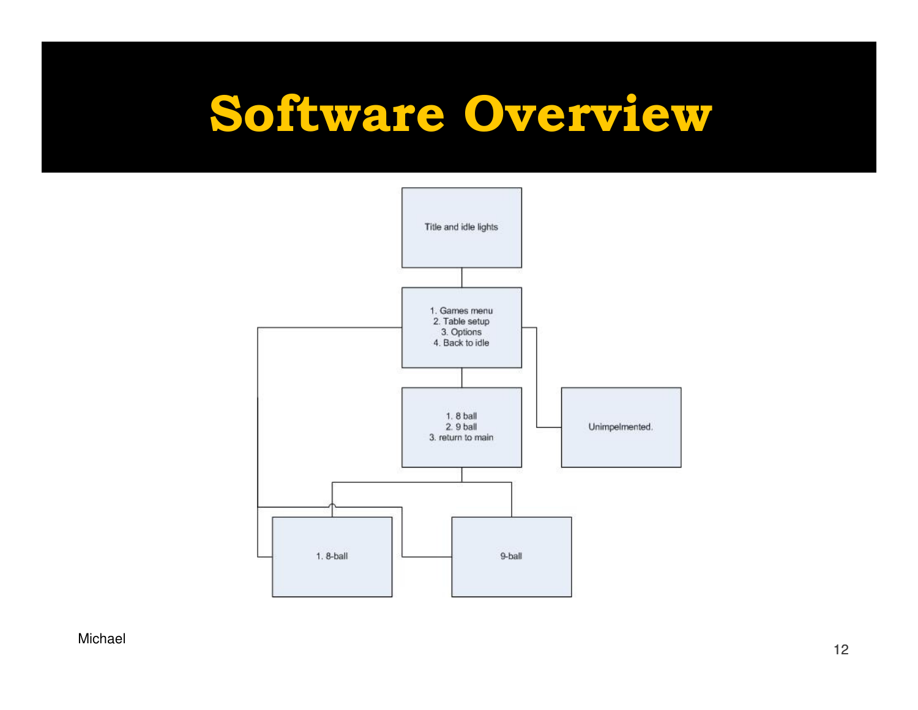# Software Overview

Title and idle lights

1. Games menu
2. Table setup
3. Options
4. Back to idle

1. 8 ball
2. 9 ball
3. return to main

Unimpelmented.

1. 8-ball

9-ball

Michael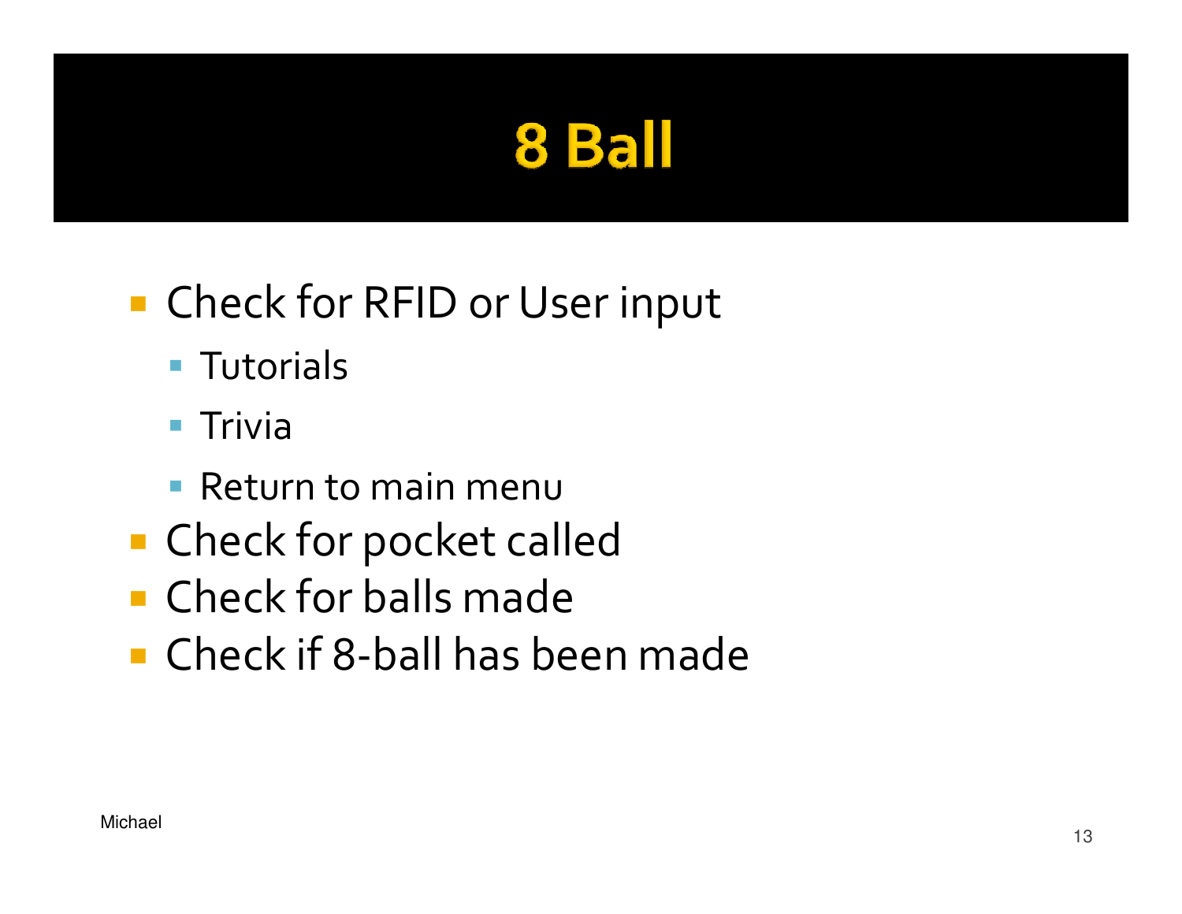# 8 Ball

- Check for RFID or User input
  - Tutorials
  - Trivia
  - Return to main menu
- Check for pocket called
- Check for balls made
- Check if 8-ball has been made

Michael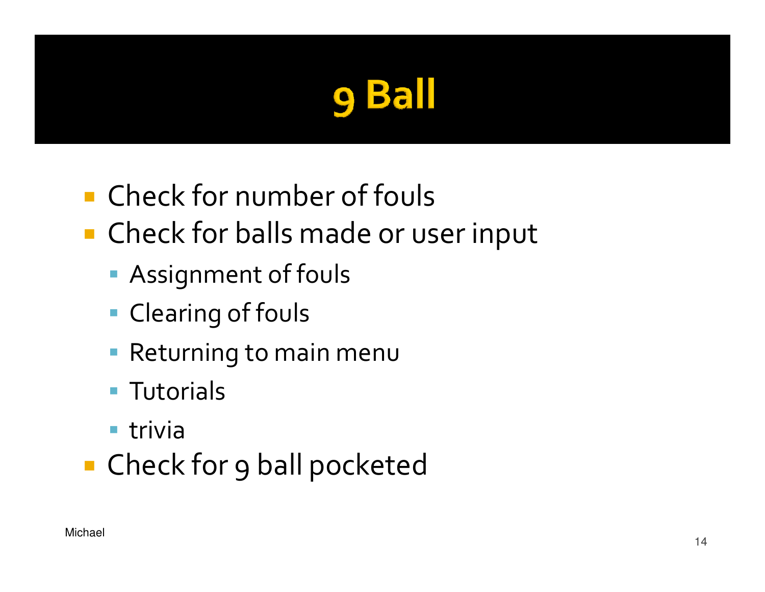# 9 Ball

- Check for number of fouls
- Check for balls made or user input
  - Assignment of fouls
  - Clearing of fouls
  - Returning to main menu
  - Tutorials
  - trivia
- Check for 9 ball pocketed

Michael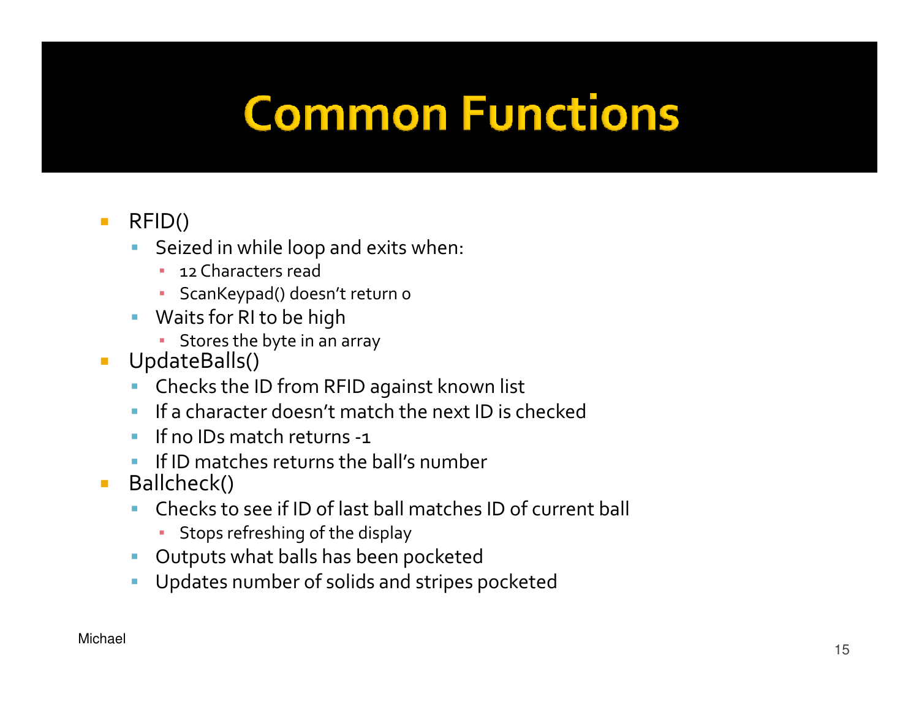# Common Functions

- RFID()
  - Seized in while loop and exits when:
    - 12 Characters read
    - ScanKeypad() doesn't return 0
  - Waits for RI to be high
    - Stores the byte in an array
- UpdateBalls()
  - Checks the ID from RFID against known list
  - If a character doesn't match the next ID is checked
  - If no IDs match returns -1
  - If ID matches returns the ball's number
- Ballcheck()
  - Checks to see if ID of last ball matches ID of current ball
    - Stops refreshing of the display
  - Outputs what balls has been pocketed
  - Updates number of solids and stripes pocketed

Michael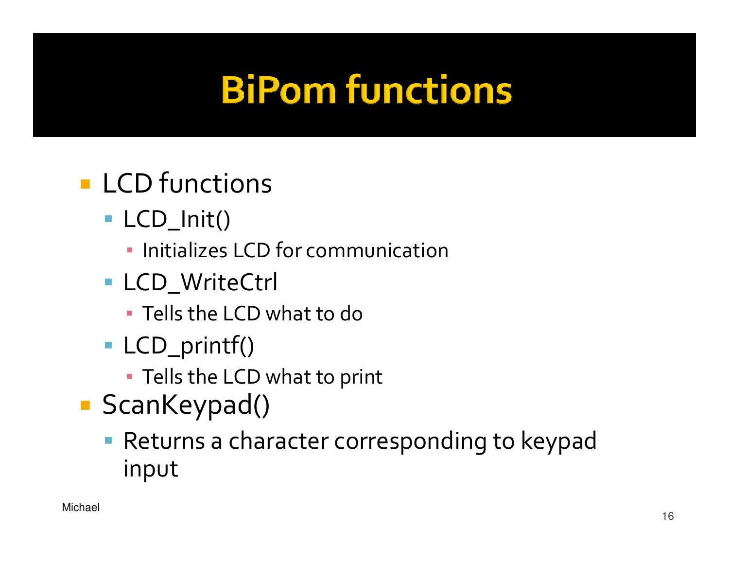# BiPom functions

- LCD functions
  - LCD_Init()
    - Initializes LCD for communication
  - LCD_WriteCtrl
    - Tells the LCD what to do
  - LCD_printf()
    - Tells the LCD what to print
- ScanKeypad()
  - Returns a character corresponding to keypad input

Michael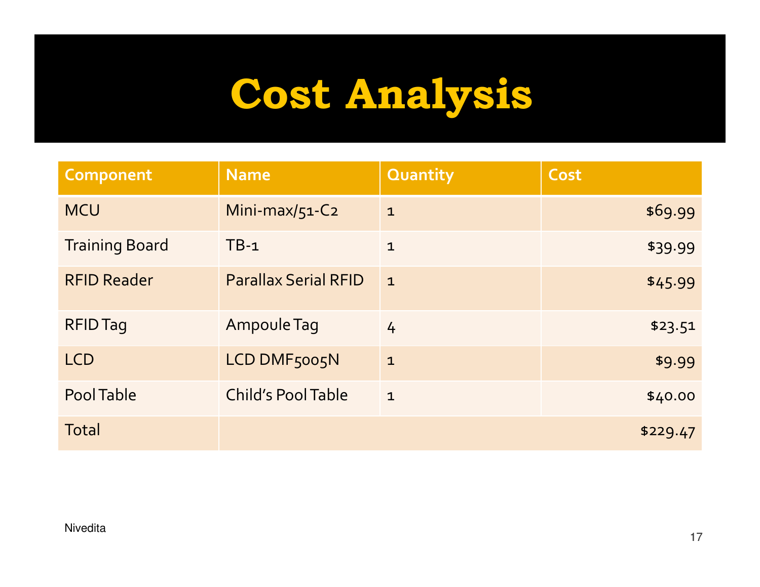# Cost Analysis

| Component | Name | Quantity | Cost |
|---|---|---|---|
| MCU | Mini-max/51-C2 | 1 | $69.99 |
| Training Board | TB-1 | 1 | $39.99 |
| RFID Reader | Parallax Serial RFID | 1 | $45.99 |
| RFID Tag | Ampoule Tag | 4 | $23.51 |
| LCD | LCD DMF5005N | 1 | $9.99 |
| Pool Table | Child's Pool Table | 1 | $40.00 |
| Total | | | $229.47 |

Nivedita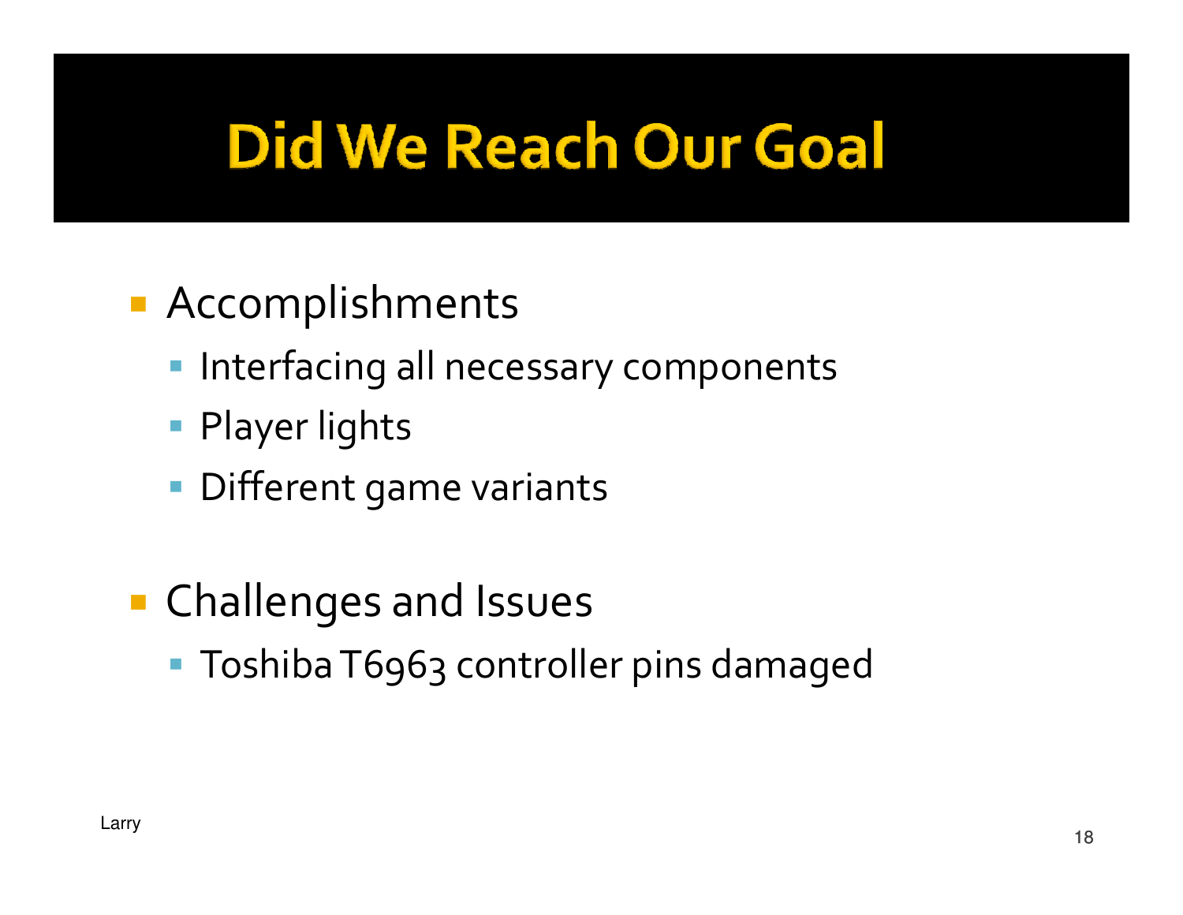# Did We Reach Our Goal

- Accomplishments
  - Interfacing all necessary components
  - Player lights
  - Different game variants

- Challenges and Issues
  - Toshiba T6963 controller pins damaged

Larry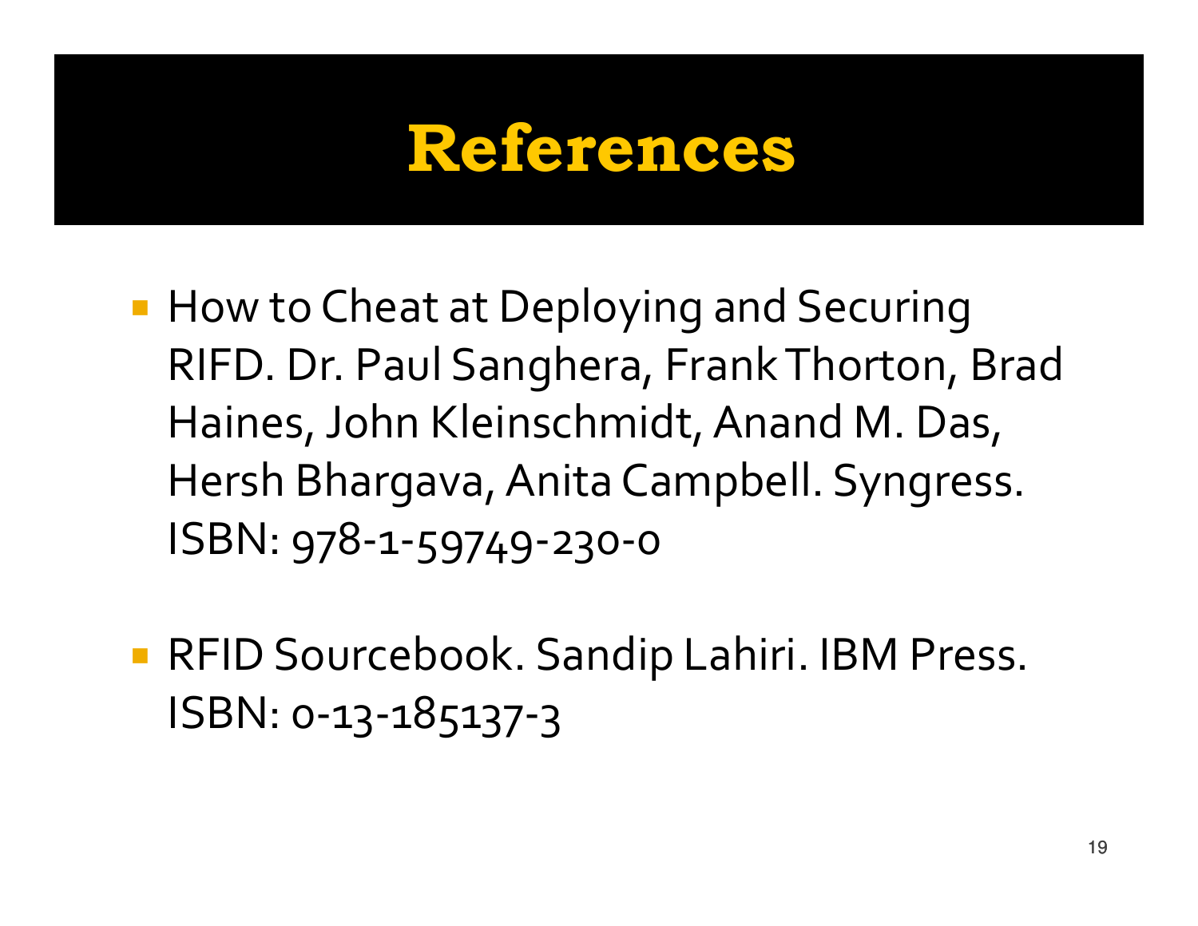# References

- How to Cheat at Deploying and Securing RIFD. Dr. Paul Sanghera, Frank Thorton, Brad Haines, John Kleinschmidt, Anand M. Das, Hersh Bhargava, Anita Campbell. Syngress. ISBN: 978-1-59749-230-0

- RFID Sourcebook. Sandip Lahiri. IBM Press. ISBN: 0-13-185137-3